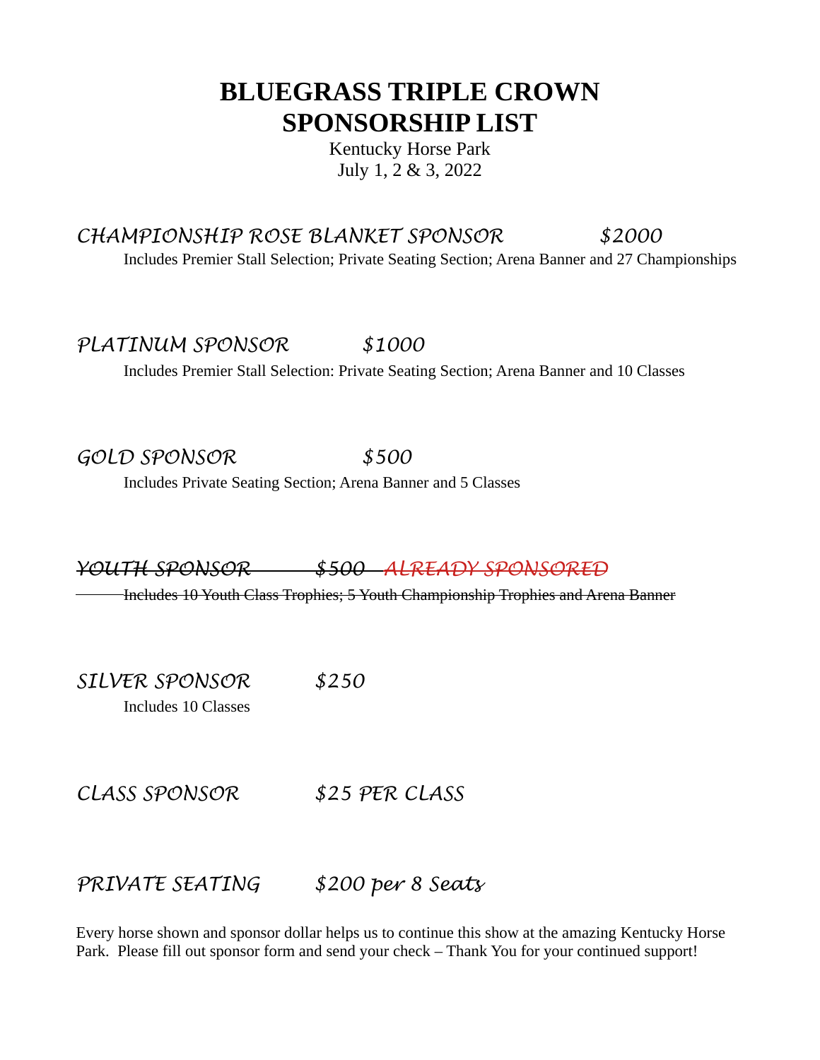# BLUEGRASS TRIPLE CROWN SPONSORSHIP LIST

Kentucky Horse Park
July 1, 2 & 3, 2022

*CHAMPIONSHIP ROSE BLANKET SPONSOR $2000*

Includes Premier Stall Selection; Private Seating Section; Arena Banner and 27 Championships

*PLATINUM SPONSOR $1000*

Includes Premier Stall Selection: Private Seating Section; Arena Banner and 10 Classes

*GOLD SPONSOR $500*

Includes Private Seating Section; Arena Banner and 5 Classes

~~*YOUTH SPONSOR $500 ALREADY SPONSORED*~~

~~Includes 10 Youth Class Trophies; 5 Youth Championship Trophies and Arena Banner~~

*SILVER SPONSOR $250*

Includes 10 Classes

*CLASS SPONSOR $25 PER CLASS*

*PRIVATE SEATING $200 per 8 Seats*

Every horse shown and sponsor dollar helps us to continue this show at the amazing Kentucky Horse Park. Please fill out sponsor form and send your check – Thank You for your continued support!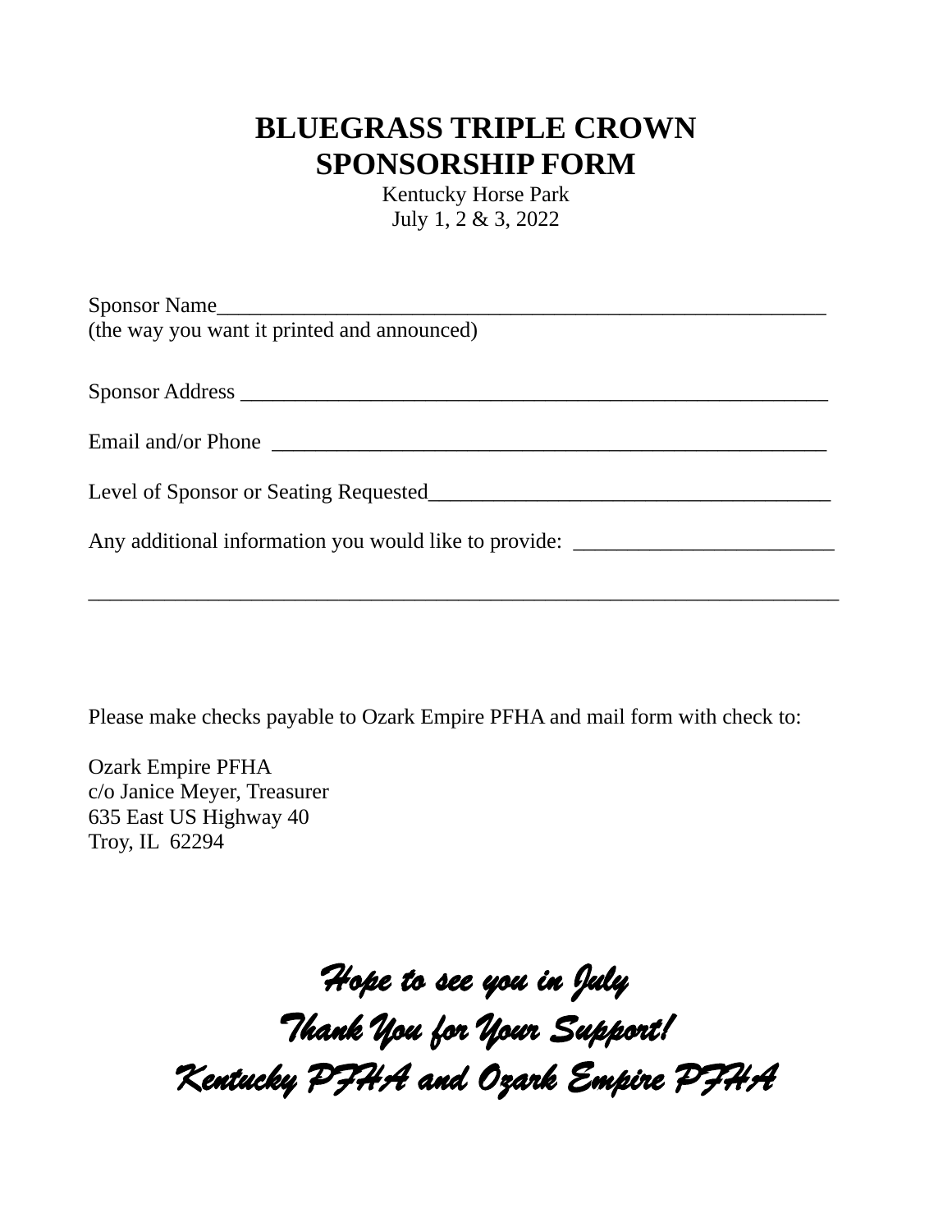# BLUEGRASS TRIPLE CROWN
# SPONSORSHIP FORM

Kentucky Horse Park
July 1, 2 & 3, 2022

Sponsor Name___________________________________________________________
(the way you want it printed and announced)

Sponsor Address _________________________________________________________

Email and/or Phone ______________________________________________________

Level of Sponsor or Seating Requested_____________________________________

Any additional information you would like to provide: ________________________

__________________________________________________________________________

Please make checks payable to Ozark Empire PFHA and mail form with check to:

Ozark Empire PFHA
c/o Janice Meyer, Treasurer
635 East US Highway 40
Troy, IL 62294

***Hope to see you in July***
***Thank You for Your Support!***
***Kentucky PFHA and Ozark Empire PFHA***